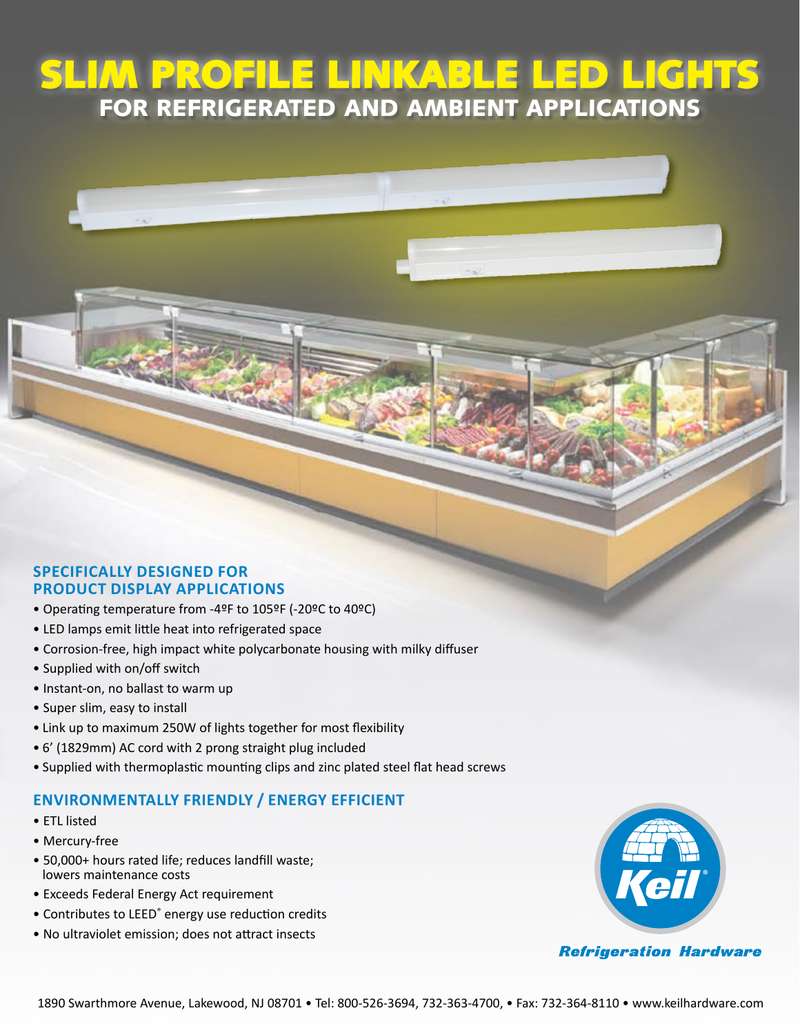# SLIM PROFILE LINKABLE LED LIGHTS

## FOR REFRIGERATED AND AMBIENT APPLICATIONS

### SPECIFICALLY DESIGNED FOR PRODUCT DISPLAY APPLICATIONS

- Operating temperature from -4ºF to 105ºF (-20ºC to 40ºC)
- LED lamps emit little heat into refrigerated space
- Corrosion-free, high impact white polycarbonate housing with milky diffuser
- Supplied with on/off switch
- Instant-on, no ballast to warm up
- Super slim, easy to install
- Link up to maximum 250W of lights together for most flexibility
- 6' (1829mm) AC cord with 2 prong straight plug included
- Supplied with thermoplastic mounting clips and zinc plated steel flat head screws

### ENVIRONMENTALLY FRIENDLY / ENERGY EFFICIENT

- ETL listed
- Mercury-free
- 50,000+ hours rated life; reduces landfill waste; lowers maintenance costs
- Exceeds Federal Energy Act requirement
- Contributes to LEED® energy use reduction credits
- No ultraviolet emission; does not attract insects

Keil®

*Refrigeration Hardware*

1890 Swarthmore Avenue, Lakewood, NJ 08701 • Tel: 800-526-3694, 732-363-4700, • Fax: 732-364-8110 • www.keilhardware.com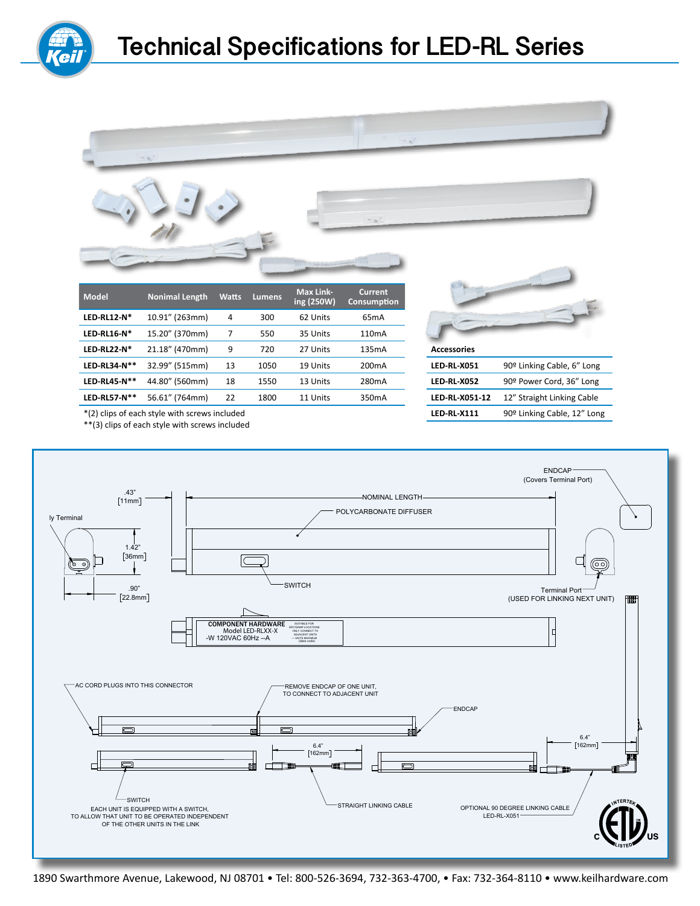# Technical Specifications for LED-RL Series

| Model | Nominal Length | Watts | Lumens | Max Linking (250W) | Current Consumption |
|---|---|---|---|---|---|
| LED-RL12-N* | 10.91" (263mm) | 4 | 300 | 62 Units | 65mA |
| LED-RL16-N* | 15.20" (370mm) | 7 | 550 | 35 Units | 110mA |
| LED-RL22-N* | 21.18" (470mm) | 9 | 720 | 27 Units | 135mA |
| LED-RL34-N** | 32.99" (515mm) | 13 | 1050 | 19 Units | 200mA |
| LED-RL45-N** | 44.80" (560mm) | 18 | 1550 | 13 Units | 280mA |
| LED-RL57-N** | 56.61" (764mm) | 22 | 1800 | 11 Units | 350mA |

*(2) clips of each style with screws included
**(3) clips of each style with screws included

| Accessories | |
|---|---|
| LED-RL-X051 | 90º Linking Cable, 6" Long |
| LED-RL-X052 | 90º Power Cord, 36" Long |
| LED-RL-X051-12 | 12" Straight Linking Cable |
| LED-RL-X111 | 90º Linking Cable, 12" Long |

ENDCAP
(Covers Terminal Port)

.43"
[11mm]

NOMINAL LENGTH

POLYCARBONATE DIFFUSER

ly Terminal

1.42"
[36mm]

.90"
[22.8mm]

SWITCH

Terminal Port
(USED FOR LINKING NEXT UNIT)

COMPONENT HARDWARE
Model LED-RLXX-X
-W 120VAC 60Hz --A

AC CORD PLUGS INTO THIS CONNECTOR

REMOVE ENDCAP OF ONE UNIT,
TO CONNECT TO ADJACENT UNIT

ENDCAP

6.4"
[162mm]

6.4"
[162mm]

SWITCH
EACH UNIT IS EQUIPPED WITH A SWITCH,
TO ALLOW THAT UNIT TO BE OPERATED INDEPENDENT
OF THE OTHER UNITS IN THE LINK

STRAIGHT LINKING CABLE

OPTIONAL 90 DEGREE LINKING CABLE
LED-RL-X051

1890 Swarthmore Avenue, Lakewood, NJ 08701 • Tel: 800-526-3694, 732-363-4700, • Fax: 732-364-8110 • www.keilhardware.com